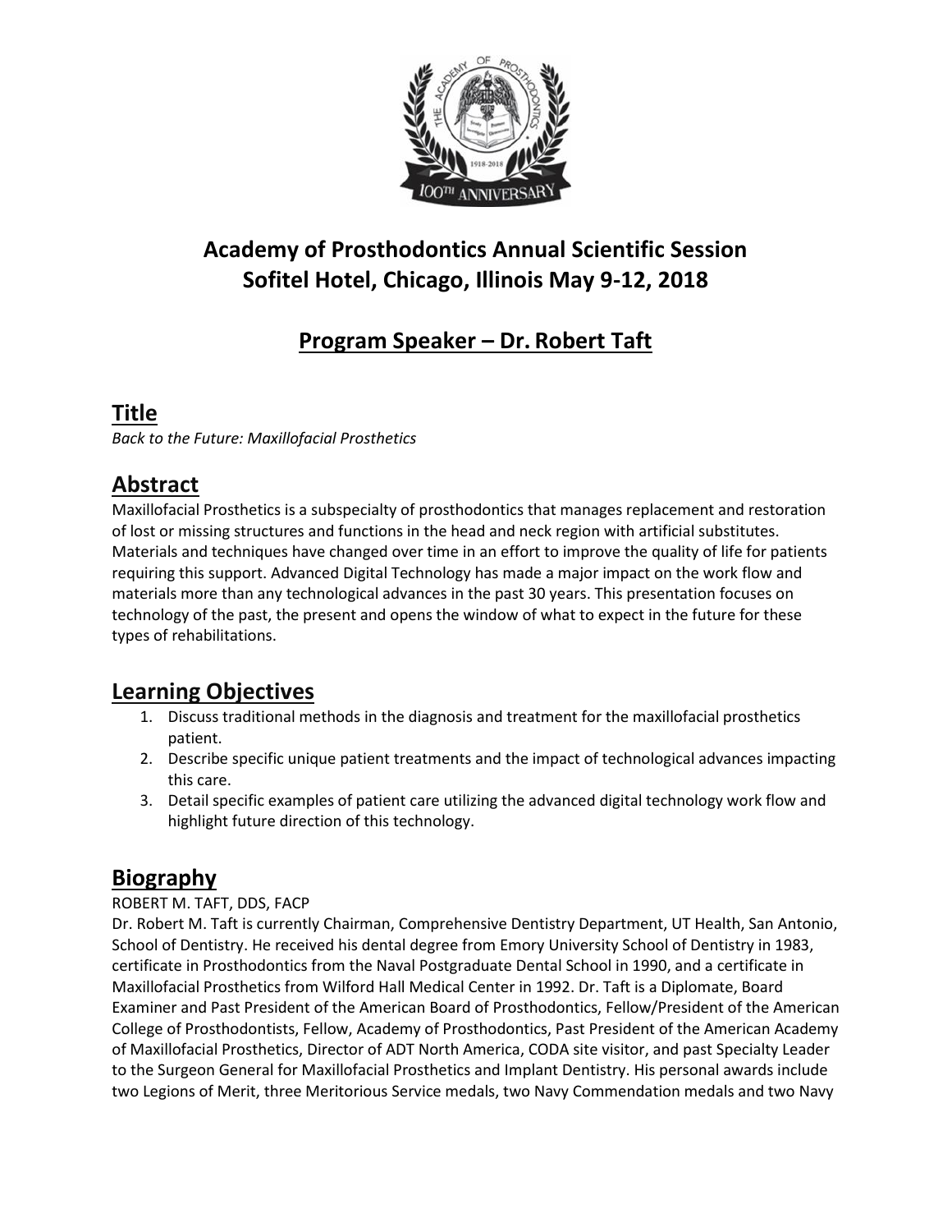# Academy of Prosthodontics Annual Scientific Session
# Sofitel Hotel, Chicago, Illinois May 9-12, 2018

## Program Speaker – Dr. Robert Taft

## Title

*Back to the Future: Maxillofacial Prosthetics*

## Abstract

Maxillofacial Prosthetics is a subspecialty of prosthodontics that manages replacement and restoration of lost or missing structures and functions in the head and neck region with artificial substitutes. Materials and techniques have changed over time in an effort to improve the quality of life for patients requiring this support. Advanced Digital Technology has made a major impact on the work flow and materials more than any technological advances in the past 30 years. This presentation focuses on technology of the past, the present and opens the window of what to expect in the future for these types of rehabilitations.

## Learning Objectives

1. Discuss traditional methods in the diagnosis and treatment for the maxillofacial prosthetics patient.
2. Describe specific unique patient treatments and the impact of technological advances impacting this care.
3. Detail specific examples of patient care utilizing the advanced digital technology work flow and highlight future direction of this technology.

## Biography

ROBERT M. TAFT, DDS, FACP

Dr. Robert M. Taft is currently Chairman, Comprehensive Dentistry Department, UT Health, San Antonio, School of Dentistry. He received his dental degree from Emory University School of Dentistry in 1983, certificate in Prosthodontics from the Naval Postgraduate Dental School in 1990, and a certificate in Maxillofacial Prosthetics from Wilford Hall Medical Center in 1992. Dr. Taft is a Diplomate, Board Examiner and Past President of the American Board of Prosthodontics, Fellow/President of the American College of Prosthodontists, Fellow, Academy of Prosthodontics, Past President of the American Academy of Maxillofacial Prosthetics, Director of ADT North America, CODA site visitor, and past Specialty Leader to the Surgeon General for Maxillofacial Prosthetics and Implant Dentistry. His personal awards include two Legions of Merit, three Meritorious Service medals, two Navy Commendation medals and two Navy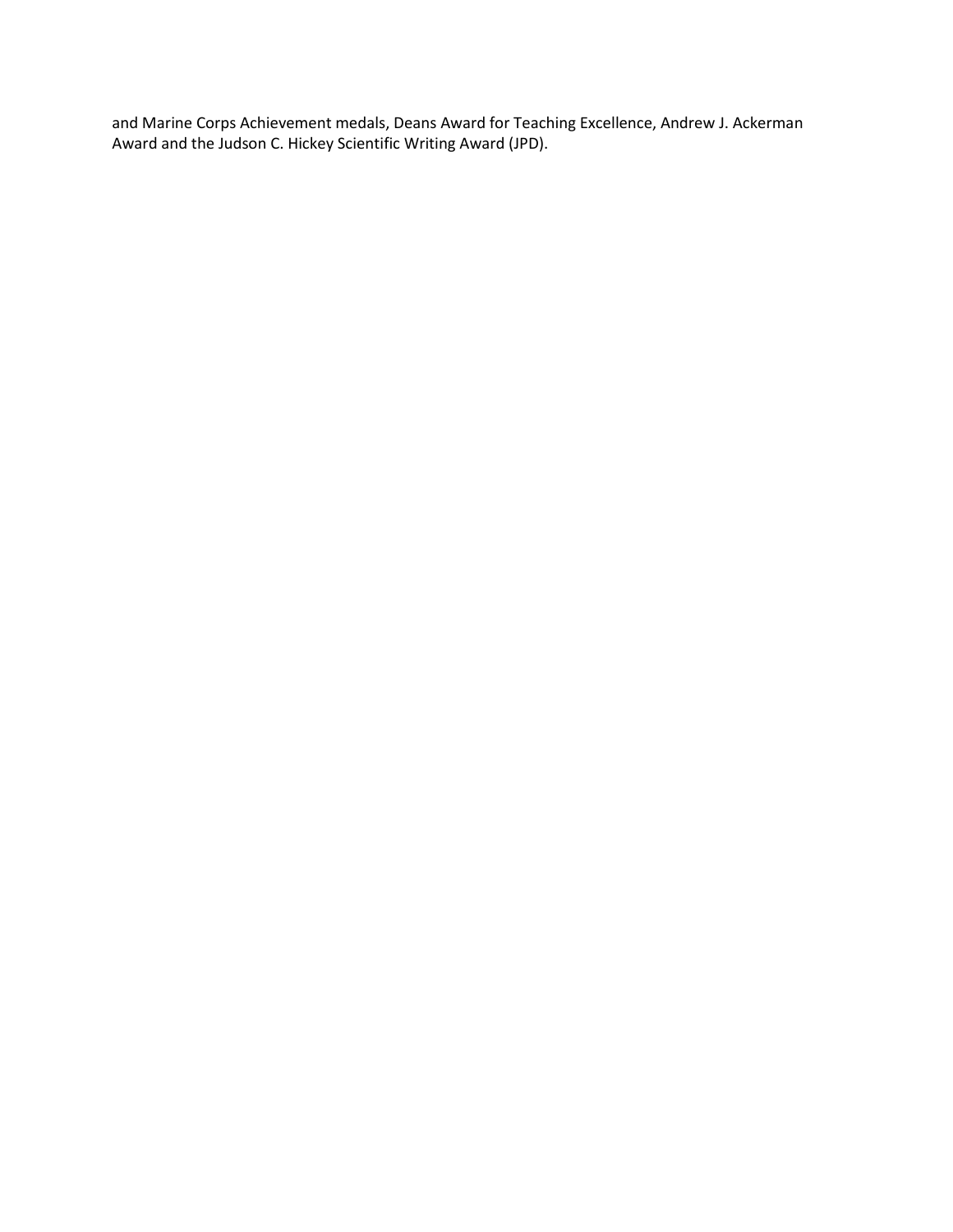and Marine Corps Achievement medals, Deans Award for Teaching Excellence, Andrew J. Ackerman Award and the Judson C. Hickey Scientific Writing Award (JPD).